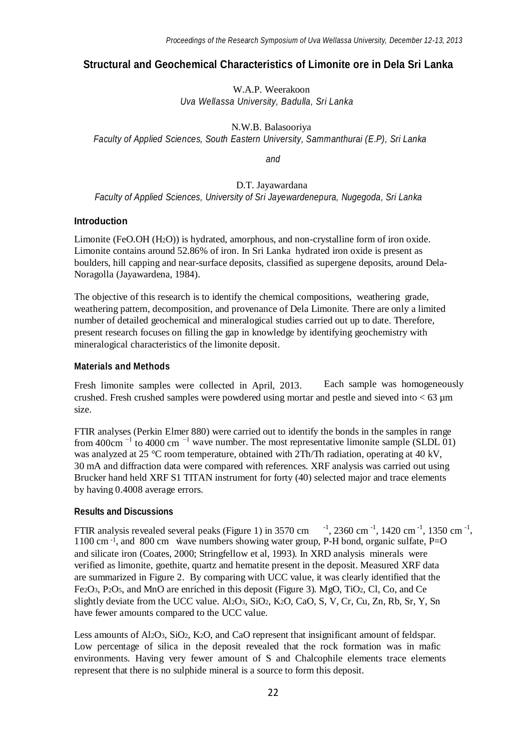# Structural and Geochemical Characteristics of Limonite ore in Dela Sri Lanka

W.A.P. Weerakoon
*Uva Wellassa University, Badulla, Sri Lanka*

N.W.B. Balasooriya
*Faculty of Applied Sciences, South Eastern University, Sammanthurai (E.P), Sri Lanka*

*and*

D.T. Jayawardana
*Faculty of Applied Sciences, University of Sri Jayewardenepura, Nugegoda, Sri Lanka*

## Introduction

Limonite (FeO.OH ($H_2O$)) is hydrated, amorphous, and non-crystalline form of iron oxide. Limonite contains around 52.86% of iron. In Sri Lanka hydrated iron oxide is present as boulders, hill capping and near-surface deposits, classified as supergene deposits, around Dela-Noragolla (Jayawardena, 1984).

The objective of this research is to identify the chemical compositions, weathering grade, weathering pattern, decomposition, and provenance of Dela Limonite. There are only a limited number of detailed geochemical and mineralogical studies carried out up to date. Therefore, present research focuses on filling the gap in knowledge by identifying geochemistry with mineralogical characteristics of the limonite deposit.

## Materials and Methods

Fresh limonite samples were collected in April, 2013. Each sample was homogeneously crushed. Fresh crushed samples were powdered using mortar and pestle and sieved into < 63 µm size.

FTIR analyses (Perkin Elmer 880) were carried out to identify the bonds in the samples in range from 400cm $^{-1}$ to 4000 cm $^{-1}$ wave number. The most representative limonite sample (SLDL 01) was analyzed at 25 °C room temperature, obtained with 2Th/Th radiation, operating at 40 kV, 30 mA and diffraction data were compared with references. XRF analysis was carried out using Brucker hand held XRF S1 TITAN instrument for forty (40) selected major and trace elements by having 0.4008 average errors.

## Results and Discussions

FTIR analysis revealed several peaks (Figure 1) in 3570 cm $^{-1}$, 2360 cm $^{-1}$, 1420 cm $^{-1}$, 1350 cm $^{-1}$, 1100 cm $^{-1}$, and 800 cm wave numbers showing water group, P-H bond, organic sulfate, P=O and silicate iron (Coates, 2000; Stringfellow et al, 1993). In XRD analysis minerals were verified as limonite, goethite, quartz and hematite present in the deposit. Measured XRF data are summarized in Figure 2. By comparing with UCC value, it was clearly identified that the $Fe_2O_3$, $P_2O_5$, and MnO are enriched in this deposit (Figure 3). MgO, $TiO_2$, Cl, Co, and Ce slightly deviate from the UCC value. $Al_2O_3$, $SiO_2$, $K_2O$, CaO, S, V, Cr, Cu, Zn, Rb, Sr, Y, Sn have fewer amounts compared to the UCC value.

Less amounts of $Al_2O_3$, $SiO_2$, $K_2O$, and CaO represent that insignificant amount of feldspar. Low percentage of silica in the deposit revealed that the rock formation was in mafic environments. Having very fewer amount of S and Chalcophile elements trace elements represent that there is no sulphide mineral is a source to form this deposit.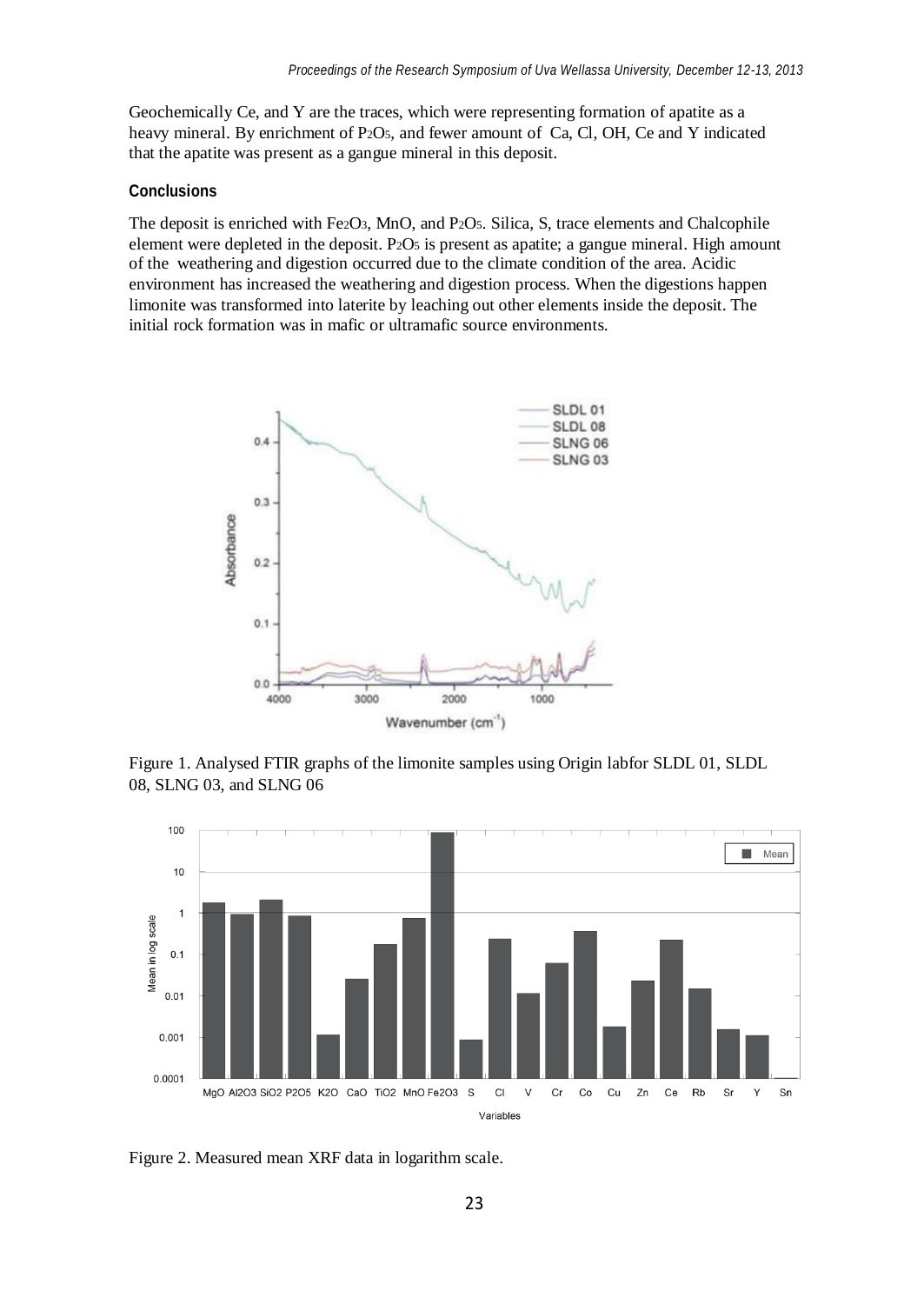Geochemically Ce, and Y are the traces, which were representing formation of apatite as a heavy mineral. By enrichment of $P_2O_5$, and fewer amount of Ca, Cl, OH, Ce and Y indicated that the apatite was present as a gangue mineral in this deposit.

## Conclusions

The deposit is enriched with $Fe_2O_3$, MnO, and $P_2O_5$. Silica, S, trace elements and Chalcophile element were depleted in the deposit. $P_2O_5$ is present as apatite; a gangue mineral. High amount of the weathering and digestion occurred due to the climate condition of the area. Acidic environment has increased the weathering and digestion process. When the digestions happen limonite was transformed into laterite by leaching out other elements inside the deposit. The initial rock formation was in mafic or ultramafic source environments.

Figure 1. Analysed FTIR graphs of the limonite samples using Origin labfor SLDL 01, SLDL 08, SLNG 03, and SLNG 06

Figure 2. Measured mean XRF data in logarithm scale.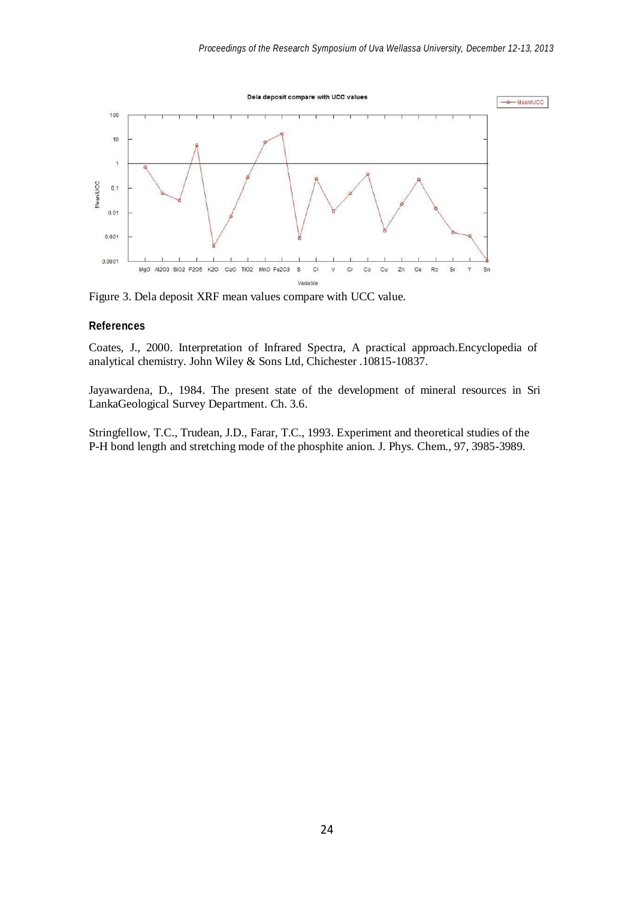Dela deposit compare with UCC values

Mean/UCC

100

10

1

0.1

0.01

0.001

0.0001

Mean/UCC

MgO Al2O3 SiO2 P2O5 K2O CaO TiO2 MnO Fe2O3 S Cl V Cr Co Cu Zn Ce Rb Sr Y Sn

Variable

Figure 3. Dela deposit XRF mean values compare with UCC value.

## References

Coates, J., 2000. Interpretation of Infrared Spectra, A practical approach.Encyclopedia of analytical chemistry. John Wiley & Sons Ltd, Chichester .10815-10837.

Jayawardena, D., 1984. The present state of the development of mineral resources in Sri LankaGeological Survey Department. Ch. 3.6.

Stringfellow, T.C., Trudean, J.D., Farar, T.C., 1993. Experiment and theoretical studies of the P-H bond length and stretching mode of the phosphite anion. J. Phys. Chem., 97, 3985-3989.